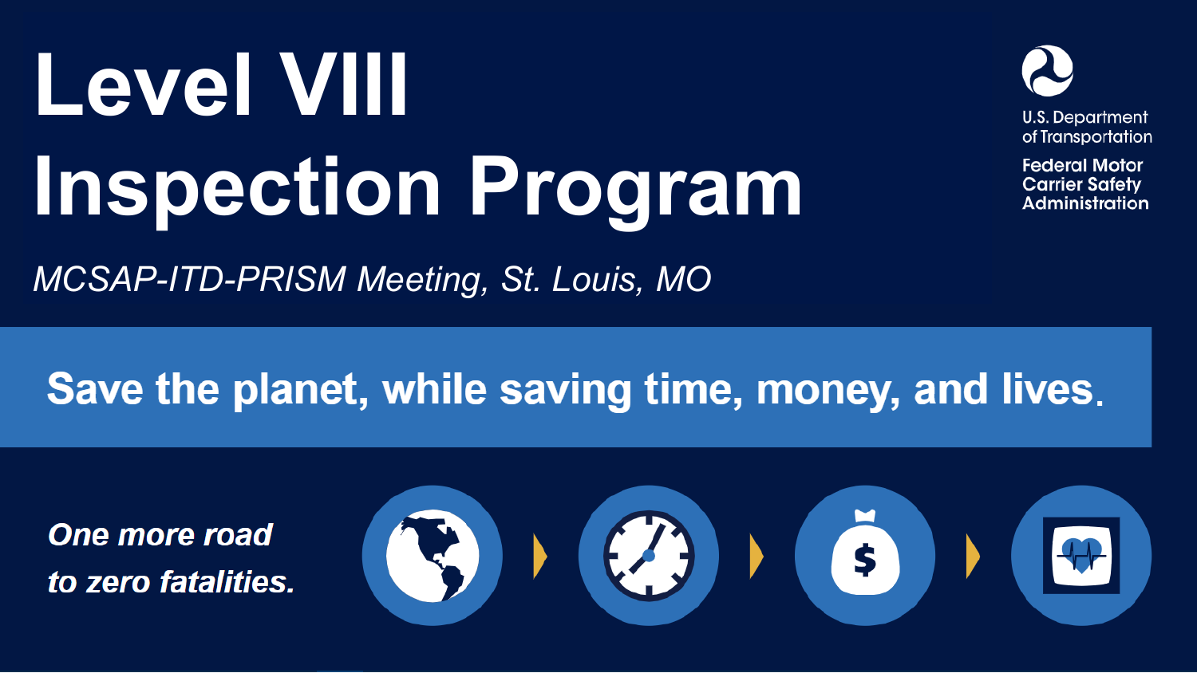# Level VIII Inspection Program

*MCSAP-ITD-PRISM Meeting, St. Louis, MO*

U.S. Department of Transportation

Federal Motor Carrier Safety Administration

**Save the planet, while saving time, money, and lives.**

***One more road to zero fatalities.***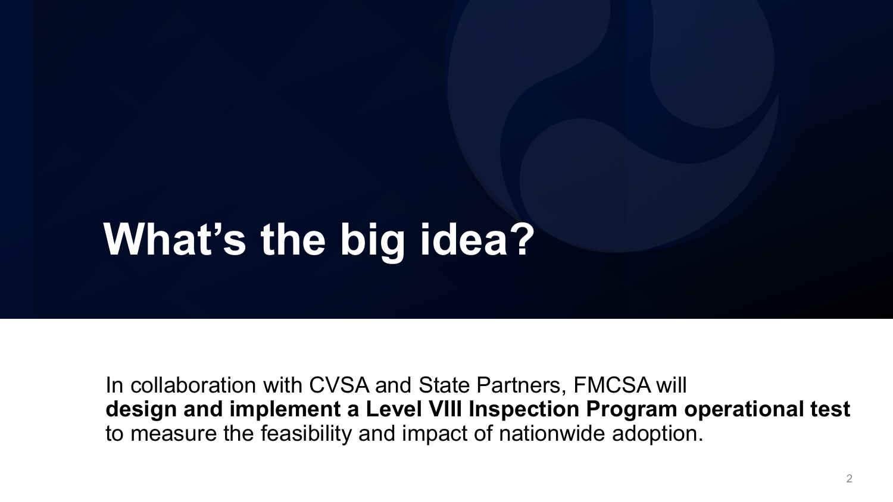# What's the big idea?

In collaboration with CVSA and State Partners, FMCSA will **design and implement a Level VIII Inspection Program operational test** to measure the feasibility and impact of nationwide adoption.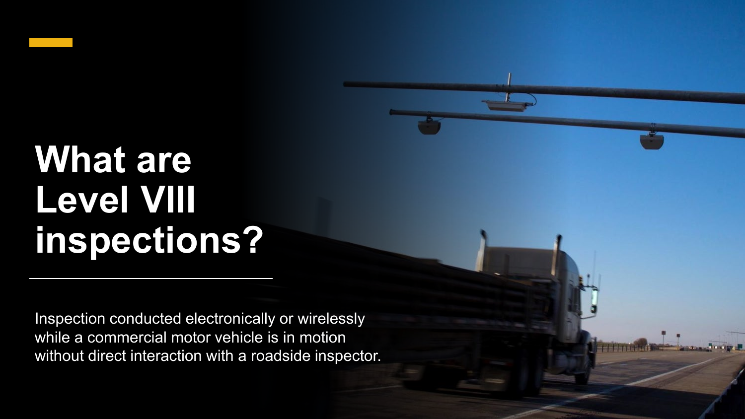# What are Level VIII inspections?

Inspection conducted electronically or wirelessly while a commercial motor vehicle is in motion without direct interaction with a roadside inspector.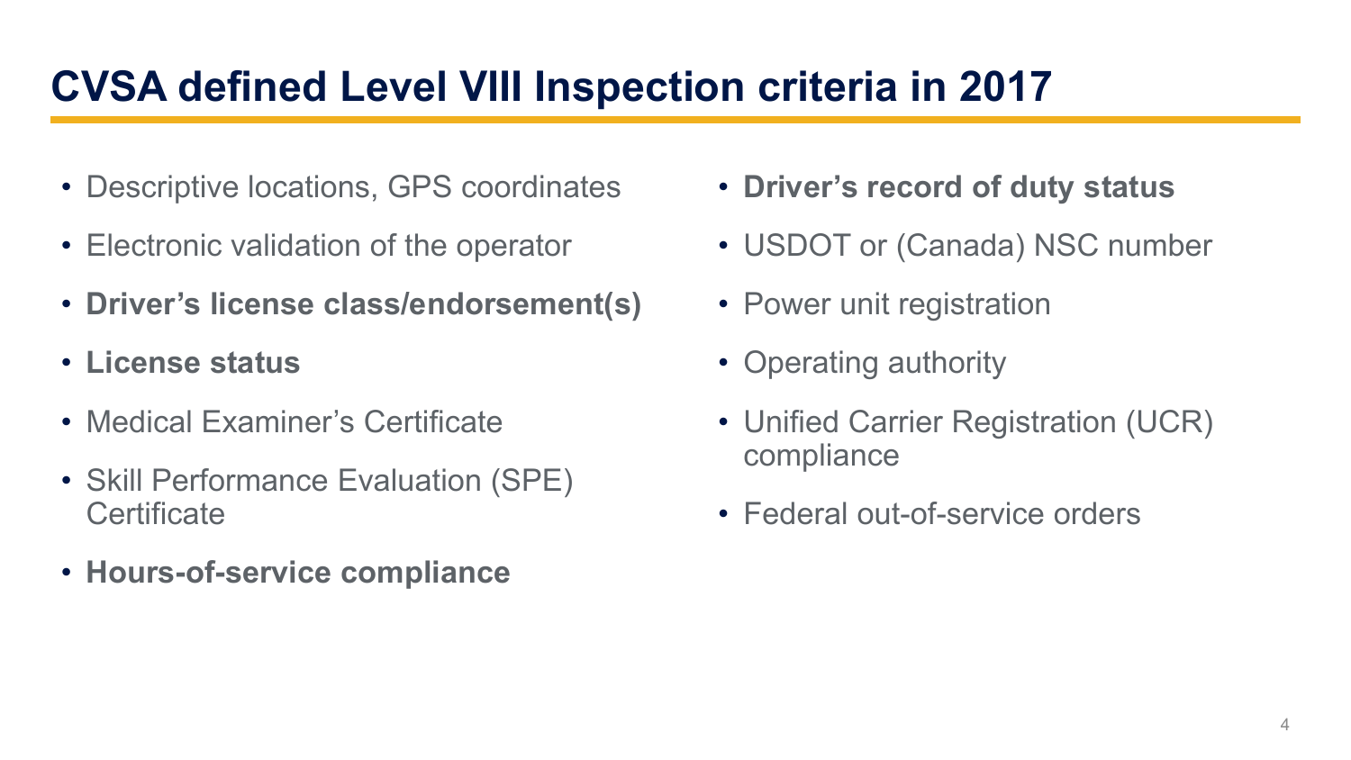# CVSA defined Level VIII Inspection criteria in 2017

- Descriptive locations, GPS coordinates
- Electronic validation of the operator
- **Driver's license class/endorsement(s)**
- **License status**
- Medical Examiner's Certificate
- Skill Performance Evaluation (SPE) Certificate
- **Hours-of-service compliance**
- **Driver's record of duty status**
- USDOT or (Canada) NSC number
- Power unit registration
- Operating authority
- Unified Carrier Registration (UCR) compliance
- Federal out-of-service orders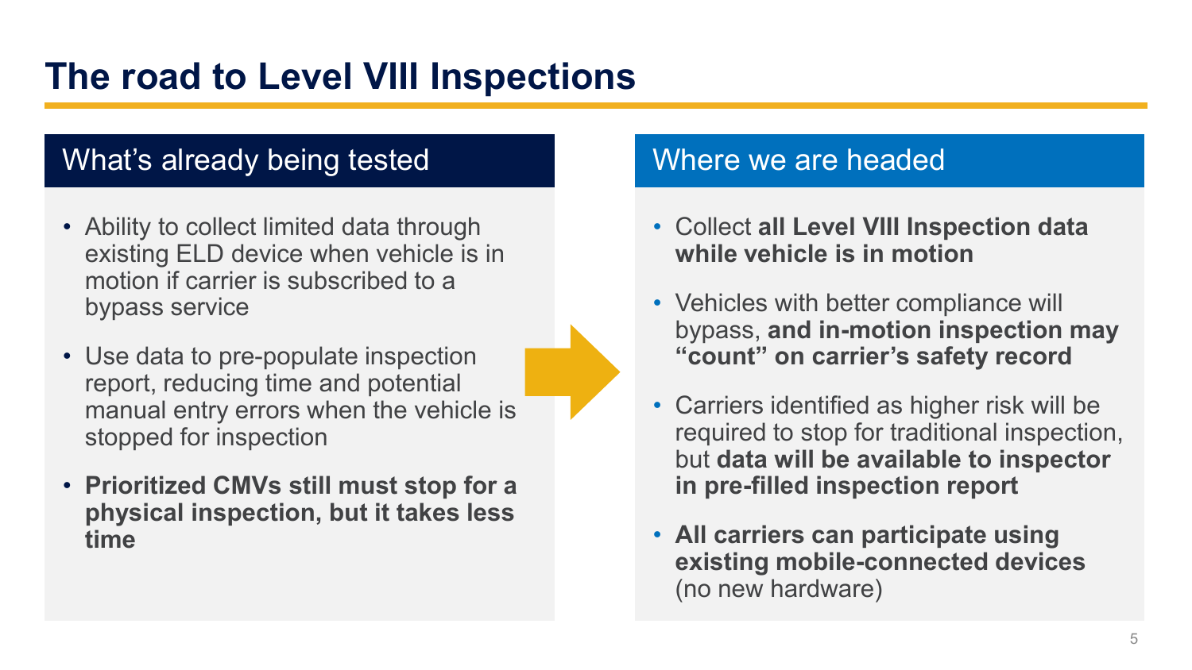# The road to Level VIII Inspections

## What's already being tested

- Ability to collect limited data through existing ELD device when vehicle is in motion if carrier is subscribed to a bypass service
- Use data to pre-populate inspection report, reducing time and potential manual entry errors when the vehicle is stopped for inspection
- **Prioritized CMVs still must stop for a physical inspection, but it takes less time**

## Where we are headed

- Collect **all Level VIII Inspection data while vehicle is in motion**
- Vehicles with better compliance will bypass, **and in-motion inspection may "count" on carrier's safety record**
- Carriers identified as higher risk will be required to stop for traditional inspection, but **data will be available to inspector in pre-filled inspection report**
- **All carriers can participate using existing mobile-connected devices** (no new hardware)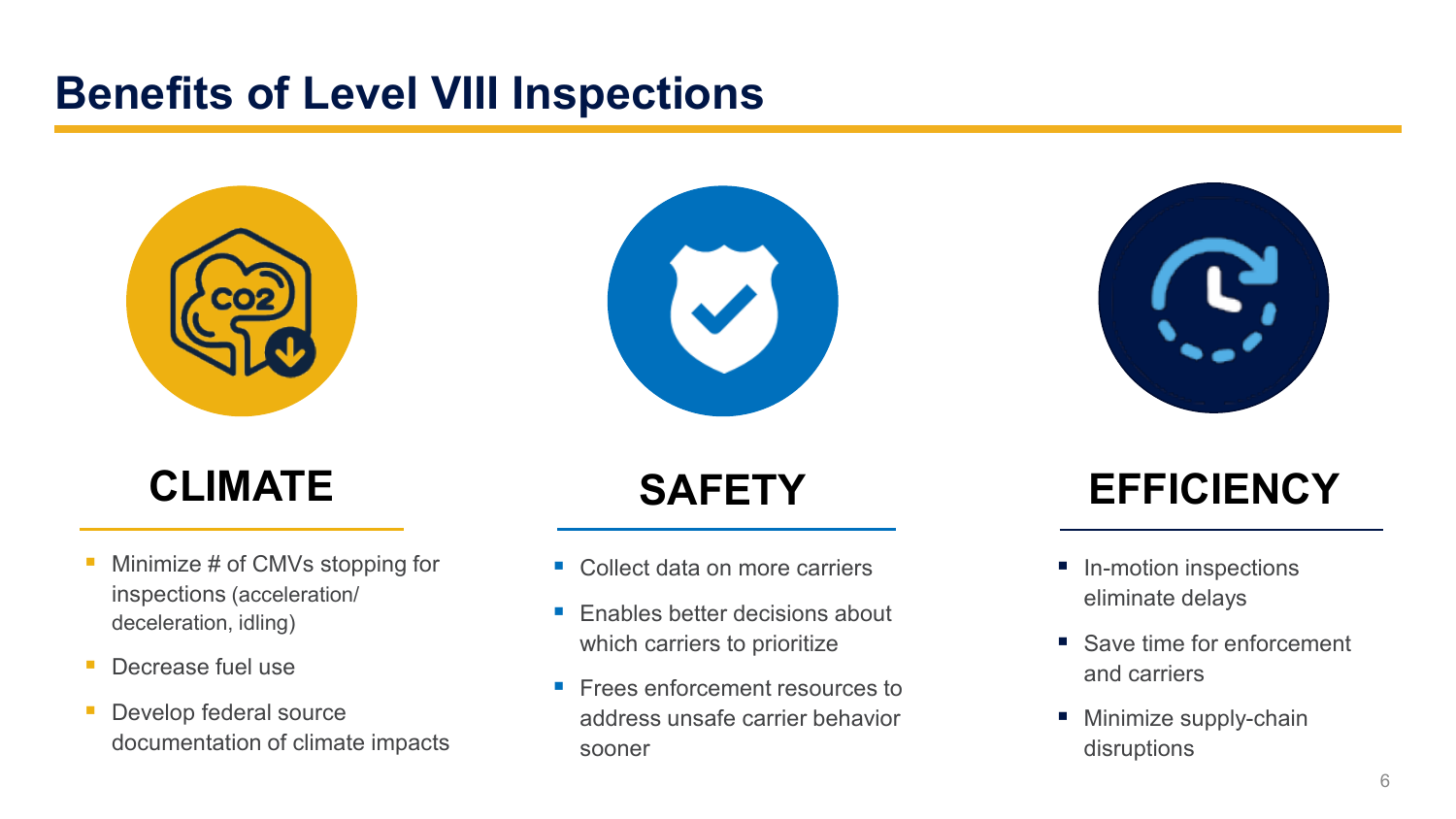# Benefits of Level VIII Inspections

## CLIMATE

- Minimize # of CMVs stopping for inspections (acceleration/ deceleration, idling)
- Decrease fuel use
- Develop federal source documentation of climate impacts

## SAFETY

- Collect data on more carriers
- Enables better decisions about which carriers to prioritize
- Frees enforcement resources to address unsafe carrier behavior sooner

## EFFICIENCY

- In-motion inspections eliminate delays
- Save time for enforcement and carriers
- Minimize supply-chain disruptions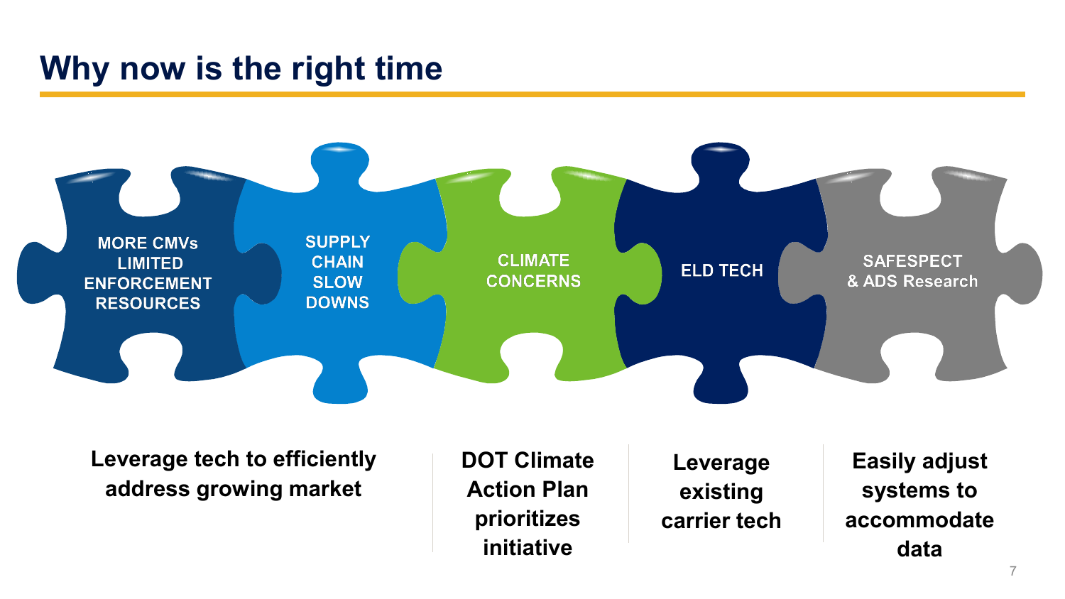# Why now is the right time

MORE CMVs LIMITED ENFORCEMENT RESOURCES

SUPPLY CHAIN SLOW DOWNS

CLIMATE CONCERNS

ELD TECH

SAFESPECT & ADS Research

**Leverage tech to efficiently address growing market**

**DOT Climate Action Plan prioritizes initiative**

**Leverage existing carrier tech**

**Easily adjust systems to accommodate data**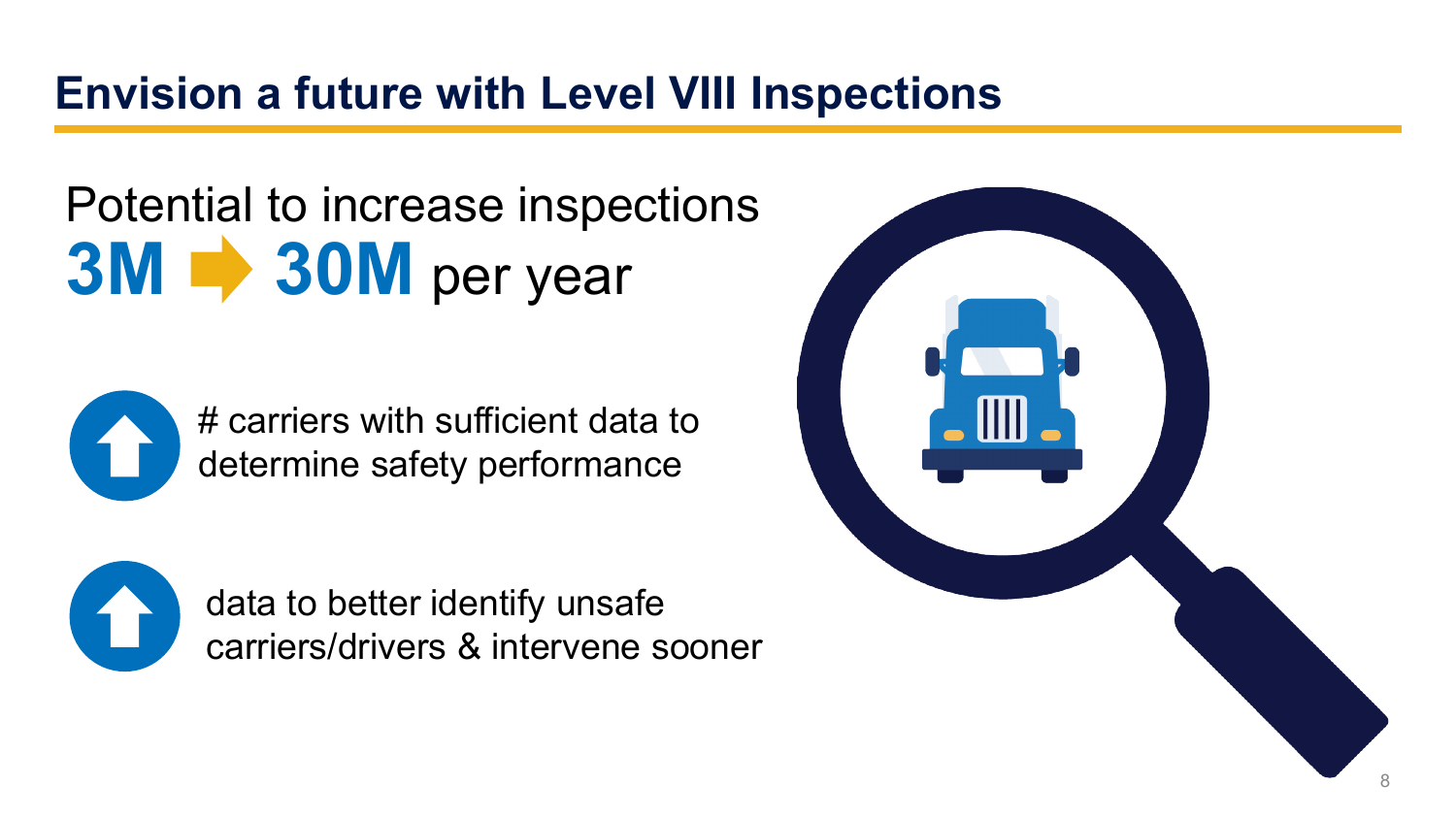# Envision a future with Level VIII Inspections

Potential to increase inspections

**3M ➡ 30M** per year

- ⬆ # carriers with sufficient data to determine safety performance
- ⬆ data to better identify unsafe carriers/drivers & intervene sooner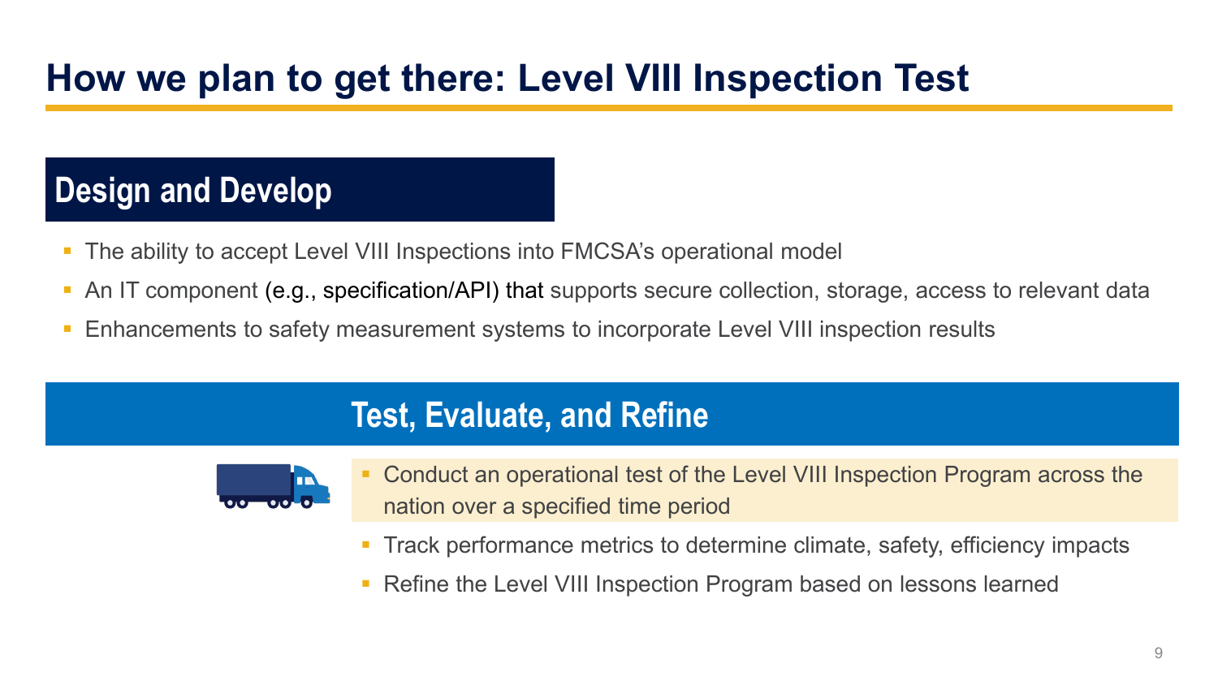# How we plan to get there: Level VIII Inspection Test

## Design and Develop

- The ability to accept Level VIII Inspections into FMCSA's operational model
- An IT component (e.g., specification/API) that supports secure collection, storage, access to relevant data
- Enhancements to safety measurement systems to incorporate Level VIII inspection results

## Test, Evaluate, and Refine

- Conduct an operational test of the Level VIII Inspection Program across the nation over a specified time period
- Track performance metrics to determine climate, safety, efficiency impacts
- Refine the Level VIII Inspection Program based on lessons learned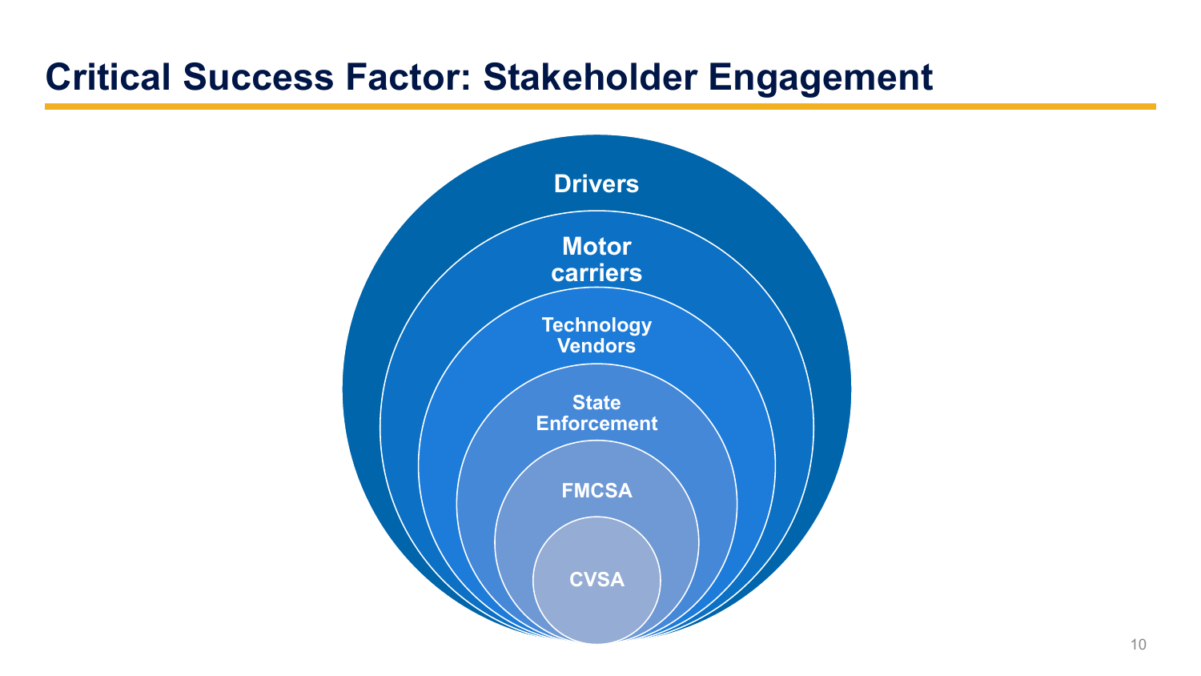# Critical Success Factor: Stakeholder Engagement

- Drivers
- Motor carriers
- Technology Vendors
- State Enforcement
- FMCSA
- CVSA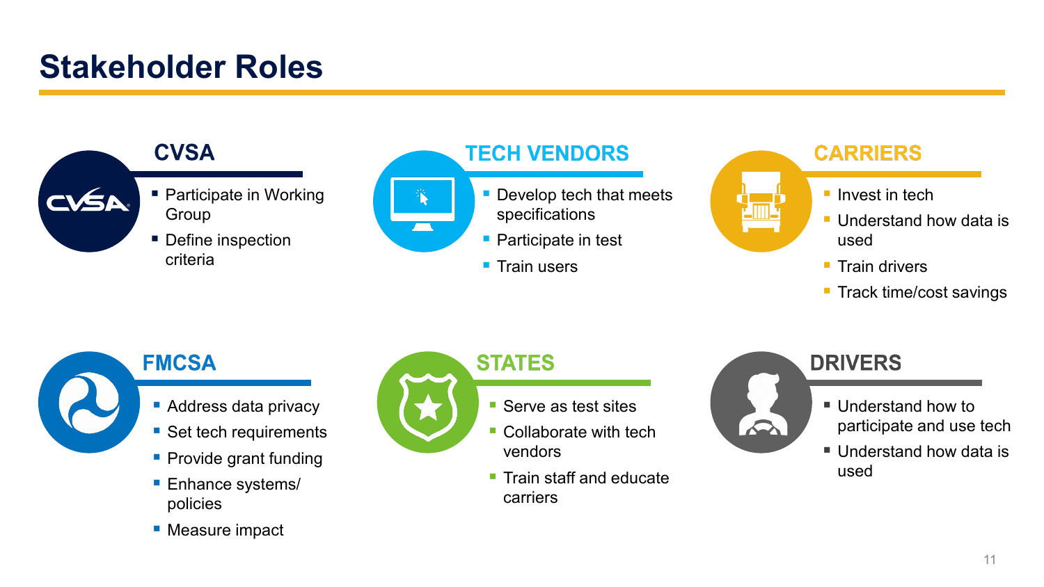# Stakeholder Roles

## CVSA

- Participate in Working Group
- Define inspection criteria

## TECH VENDORS

- Develop tech that meets specifications
- Participate in test
- Train users

## CARRIERS

- Invest in tech
- Understand how data is used
- Train drivers
- Track time/cost savings

## FMCSA

- Address data privacy
- Set tech requirements
- Provide grant funding
- Enhance systems/ policies
- Measure impact

## STATES

- Serve as test sites
- Collaborate with tech vendors
- Train staff and educate carriers

## DRIVERS

- Understand how to participate and use tech
- Understand how data is used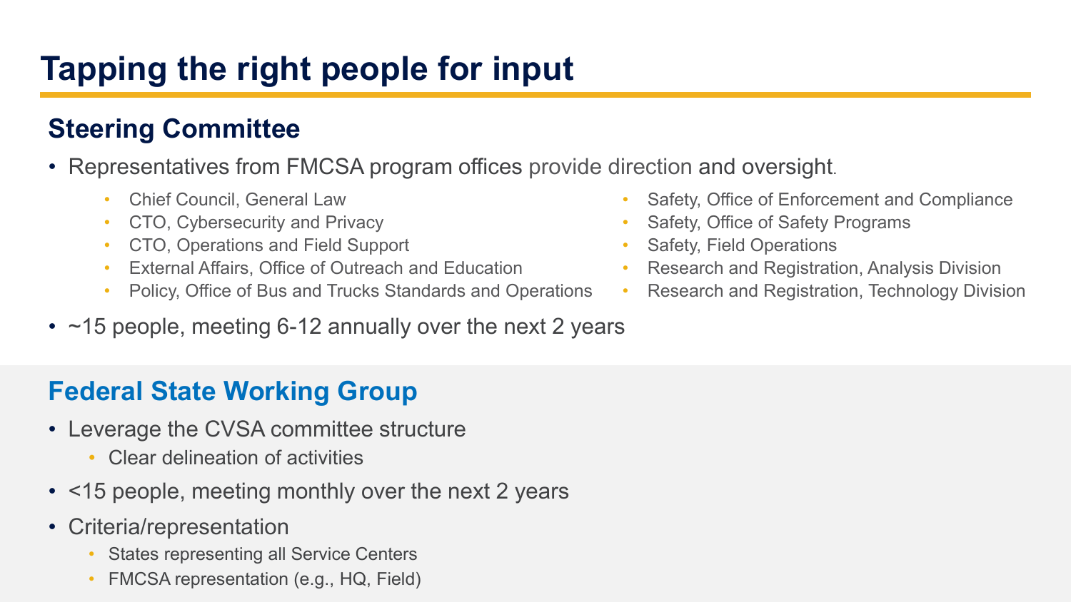# Tapping the right people for input

## Steering Committee

- Representatives from FMCSA program offices provide direction and oversight.
  - Chief Council, General Law
  - CTO, Cybersecurity and Privacy
  - CTO, Operations and Field Support
  - External Affairs, Office of Outreach and Education
  - Policy, Office of Bus and Trucks Standards and Operations
  - Safety, Office of Enforcement and Compliance
  - Safety, Office of Safety Programs
  - Safety, Field Operations
  - Research and Registration, Analysis Division
  - Research and Registration, Technology Division
- ~15 people, meeting 6-12 annually over the next 2 years

## Federal State Working Group

- Leverage the CVSA committee structure
  - Clear delineation of activities
- <15 people, meeting monthly over the next 2 years
- Criteria/representation
  - States representing all Service Centers
  - FMCSA representation (e.g., HQ, Field)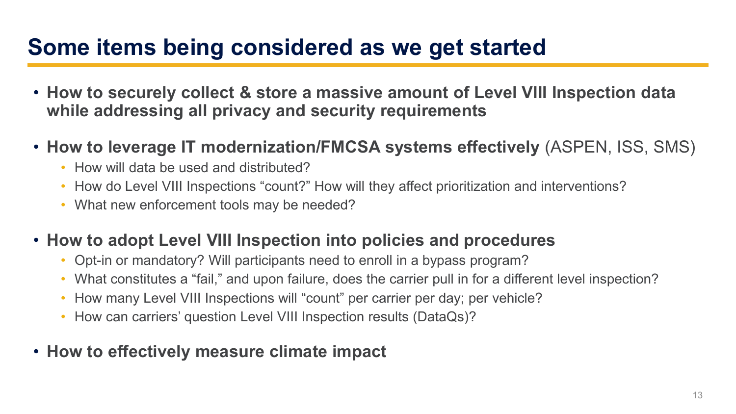# Some items being considered as we get started

- **How to securely collect & store a massive amount of Level VIII Inspection data while addressing all privacy and security requirements**
- **How to leverage IT modernization/FMCSA systems effectively** (ASPEN, ISS, SMS)
  - How will data be used and distributed?
  - How do Level VIII Inspections "count?" How will they affect prioritization and interventions?
  - What new enforcement tools may be needed?
- **How to adopt Level VIII Inspection into policies and procedures**
  - Opt-in or mandatory? Will participants need to enroll in a bypass program?
  - What constitutes a "fail," and upon failure, does the carrier pull in for a different level inspection?
  - How many Level VIII Inspections will "count" per carrier per day; per vehicle?
  - How can carriers' question Level VIII Inspection results (DataQs)?
- **How to effectively measure climate impact**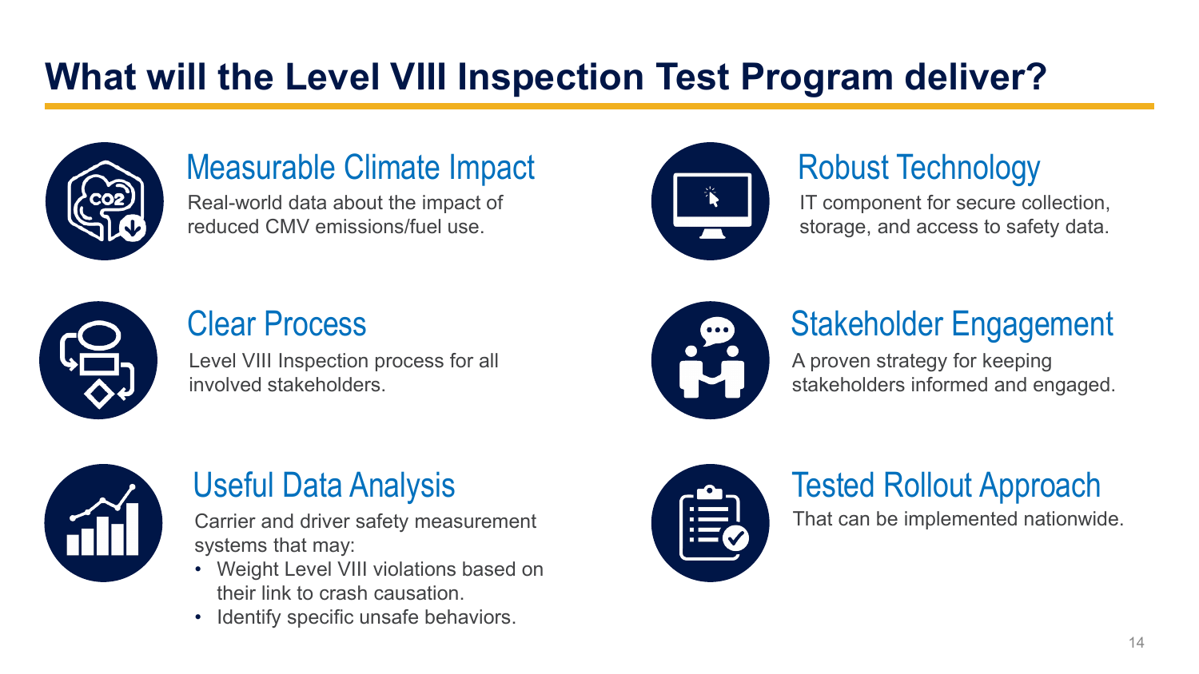# What will the Level VIII Inspection Test Program deliver?

## Measurable Climate Impact

Real-world data about the impact of reduced CMV emissions/fuel use.

## Robust Technology

IT component for secure collection, storage, and access to safety data.

## Clear Process

Level VIII Inspection process for all involved stakeholders.

## Stakeholder Engagement

A proven strategy for keeping stakeholders informed and engaged.

## Useful Data Analysis

Carrier and driver safety measurement systems that may:

- Weight Level VIII violations based on their link to crash causation.
- Identify specific unsafe behaviors.

## Tested Rollout Approach

That can be implemented nationwide.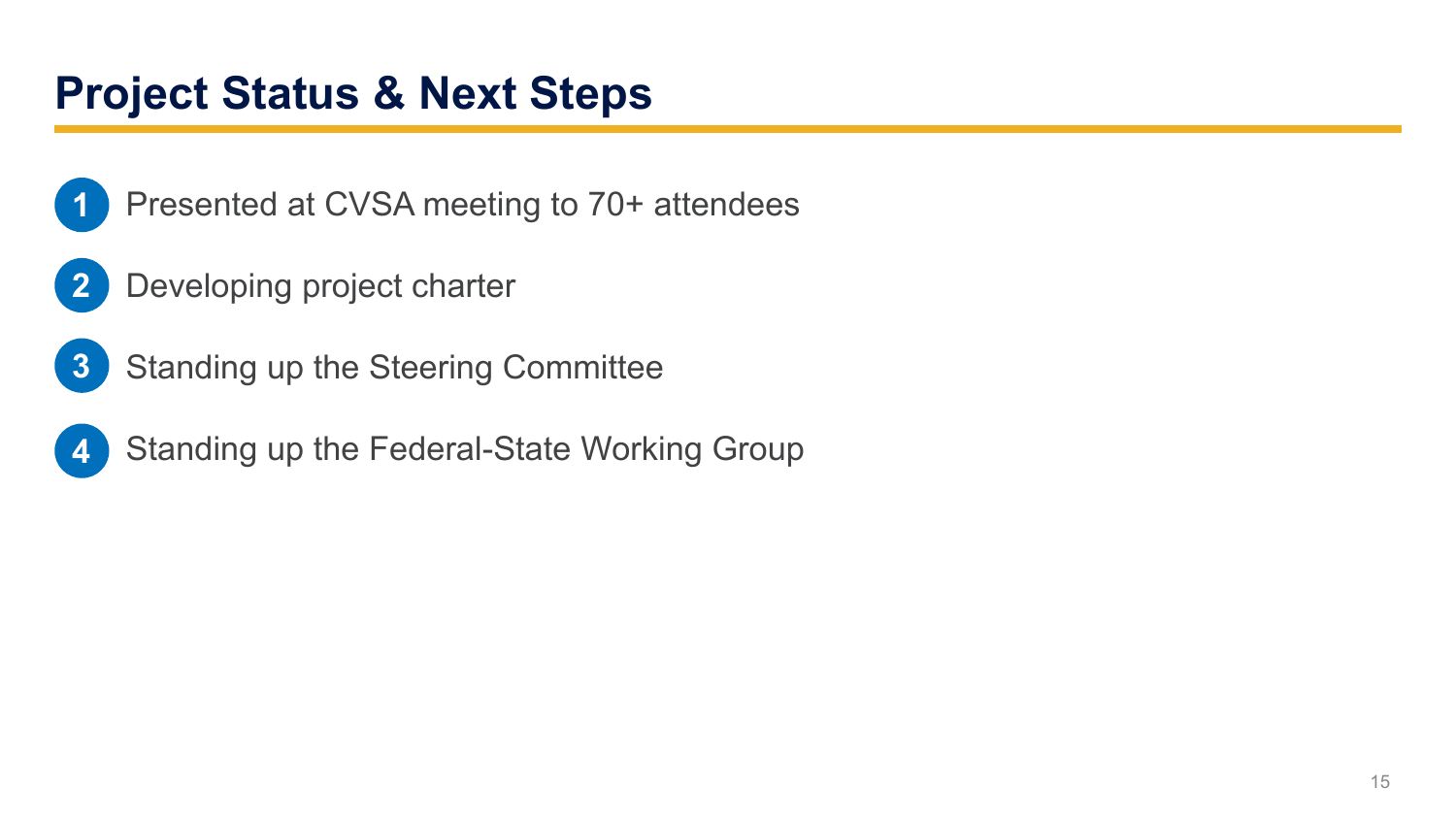# Project Status & Next Steps

1. Presented at CVSA meeting to 70+ attendees
2. Developing project charter
3. Standing up the Steering Committee
4. Standing up the Federal-State Working Group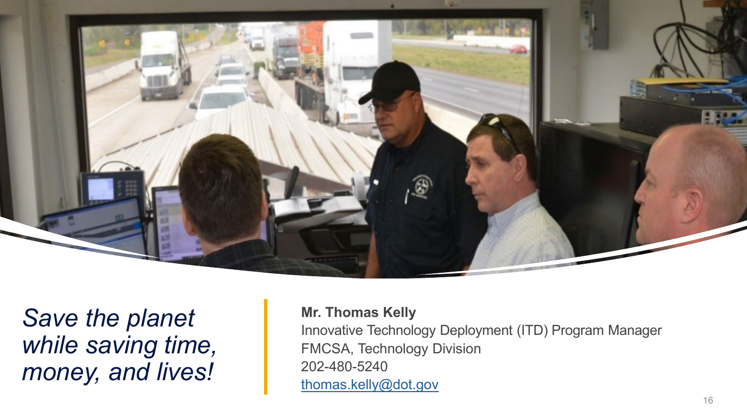*Save the planet while saving time, money, and lives!*

**Mr. Thomas Kelly**
Innovative Technology Deployment (ITD) Program Manager
FMCSA, Technology Division
202-480-5240
[thomas.kelly@dot.gov](mailto:thomas.kelly@dot.gov)